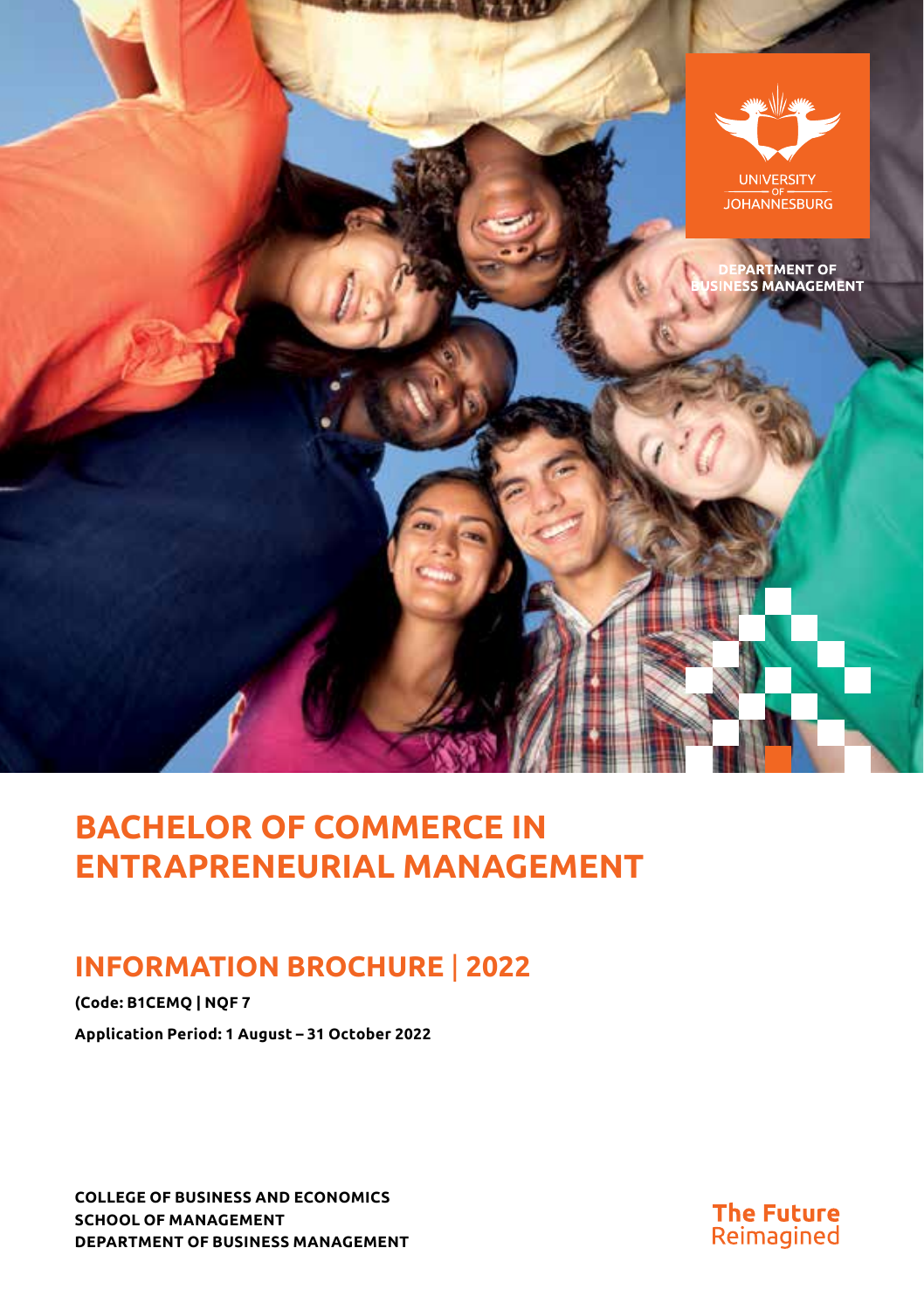UNIVERSITY OF JOHANNESBURG

DEPARTMENT OF BUSINESS MANAGEMENT

# BACHELOR OF COMMERCE IN ENTRAPRENEURIAL MANAGEMENT

## INFORMATION BROCHURE | 2022

**(Code: B1CEMQ | NQF 7**

**Application Period: 1 August – 31 October 2022**

**COLLEGE OF BUSINESS AND ECONOMICS**
**SCHOOL OF MANAGEMENT**
**DEPARTMENT OF BUSINESS MANAGEMENT**

**The Future** Reimagined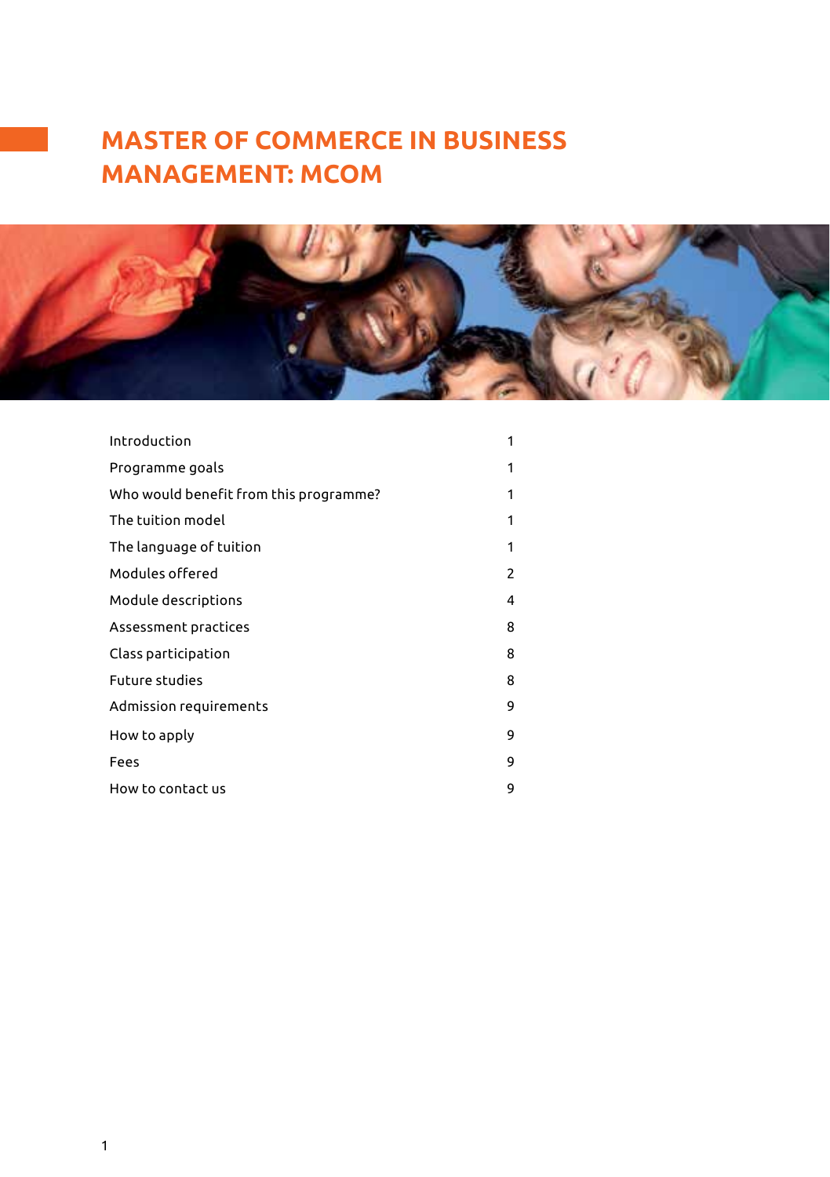# MASTER OF COMMERCE IN BUSINESS MANAGEMENT: MCOM

| | |
|---|---|
| Introduction | 1 |
| Programme goals | 1 |
| Who would benefit from this programme? | 1 |
| The tuition model | 1 |
| The language of tuition | 1 |
| Modules offered | 2 |
| Module descriptions | 4 |
| Assessment practices | 8 |
| Class participation | 8 |
| Future studies | 8 |
| Admission requirements | 9 |
| How to apply | 9 |
| Fees | 9 |
| How to contact us | 9 |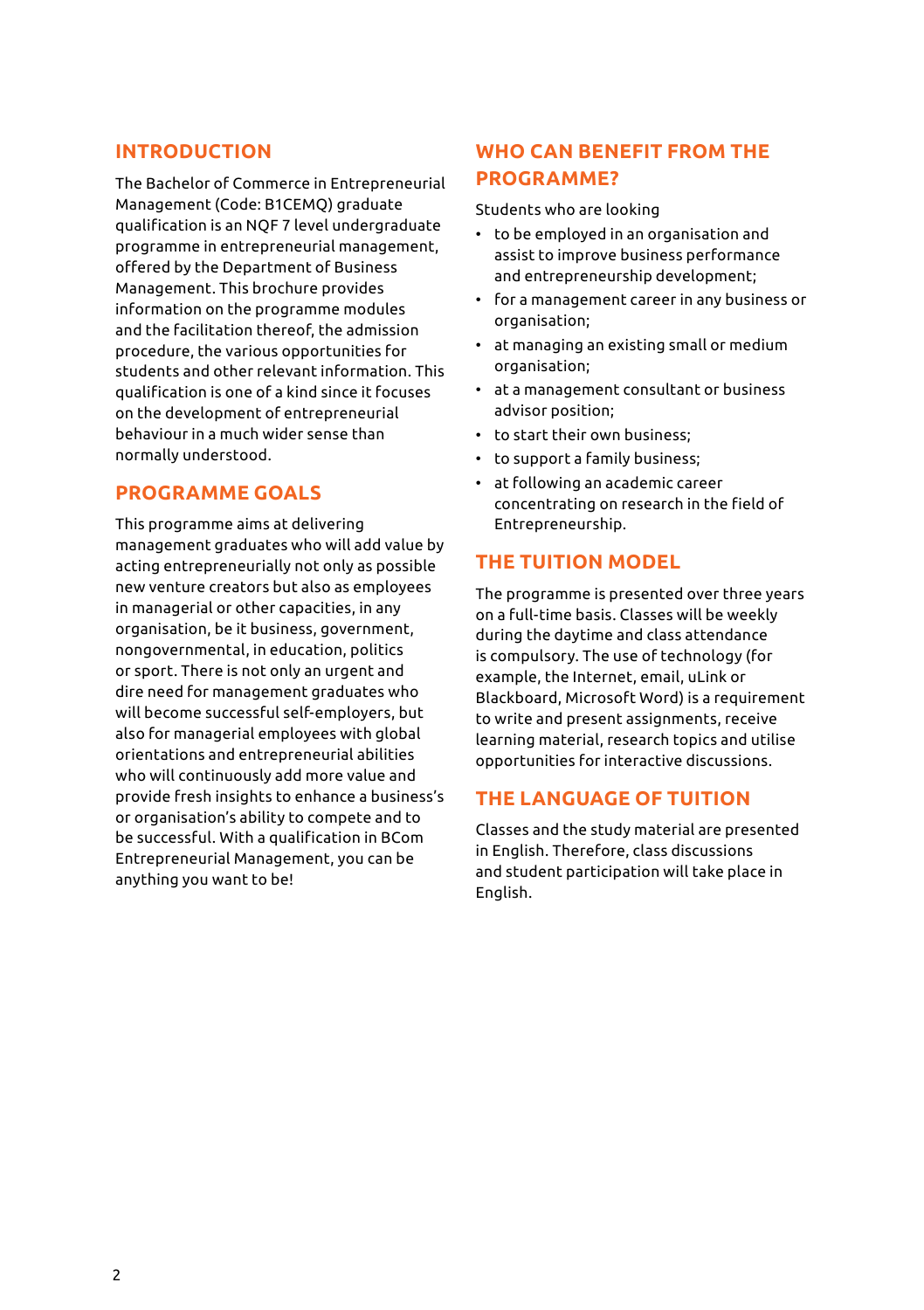## INTRODUCTION

The Bachelor of Commerce in Entrepreneurial Management (Code: B1CEMQ) graduate qualification is an NQF 7 level undergraduate programme in entrepreneurial management, offered by the Department of Business Management. This brochure provides information on the programme modules and the facilitation thereof, the admission procedure, the various opportunities for students and other relevant information. This qualification is one of a kind since it focuses on the development of entrepreneurial behaviour in a much wider sense than normally understood.

## PROGRAMME GOALS

This programme aims at delivering management graduates who will add value by acting entrepreneurially not only as possible new venture creators but also as employees in managerial or other capacities, in any organisation, be it business, government, nongovernmental, in education, politics or sport. There is not only an urgent and dire need for management graduates who will become successful self-employers, but also for managerial employees with global orientations and entrepreneurial abilities who will continuously add more value and provide fresh insights to enhance a business's or organisation's ability to compete and to be successful. With a qualification in BCom Entrepreneurial Management, you can be anything you want to be!

## WHO CAN BENEFIT FROM THE PROGRAMME?

Students who are looking

- to be employed in an organisation and assist to improve business performance and entrepreneurship development;
- for a management career in any business or organisation;
- at managing an existing small or medium organisation;
- at a management consultant or business advisor position;
- to start their own business;
- to support a family business;
- at following an academic career concentrating on research in the field of Entrepreneurship.

## THE TUITION MODEL

The programme is presented over three years on a full-time basis. Classes will be weekly during the daytime and class attendance is compulsory. The use of technology (for example, the Internet, email, uLink or Blackboard, Microsoft Word) is a requirement to write and present assignments, receive learning material, research topics and utilise opportunities for interactive discussions.

## THE LANGUAGE OF TUITION

Classes and the study material are presented in English. Therefore, class discussions and student participation will take place in English.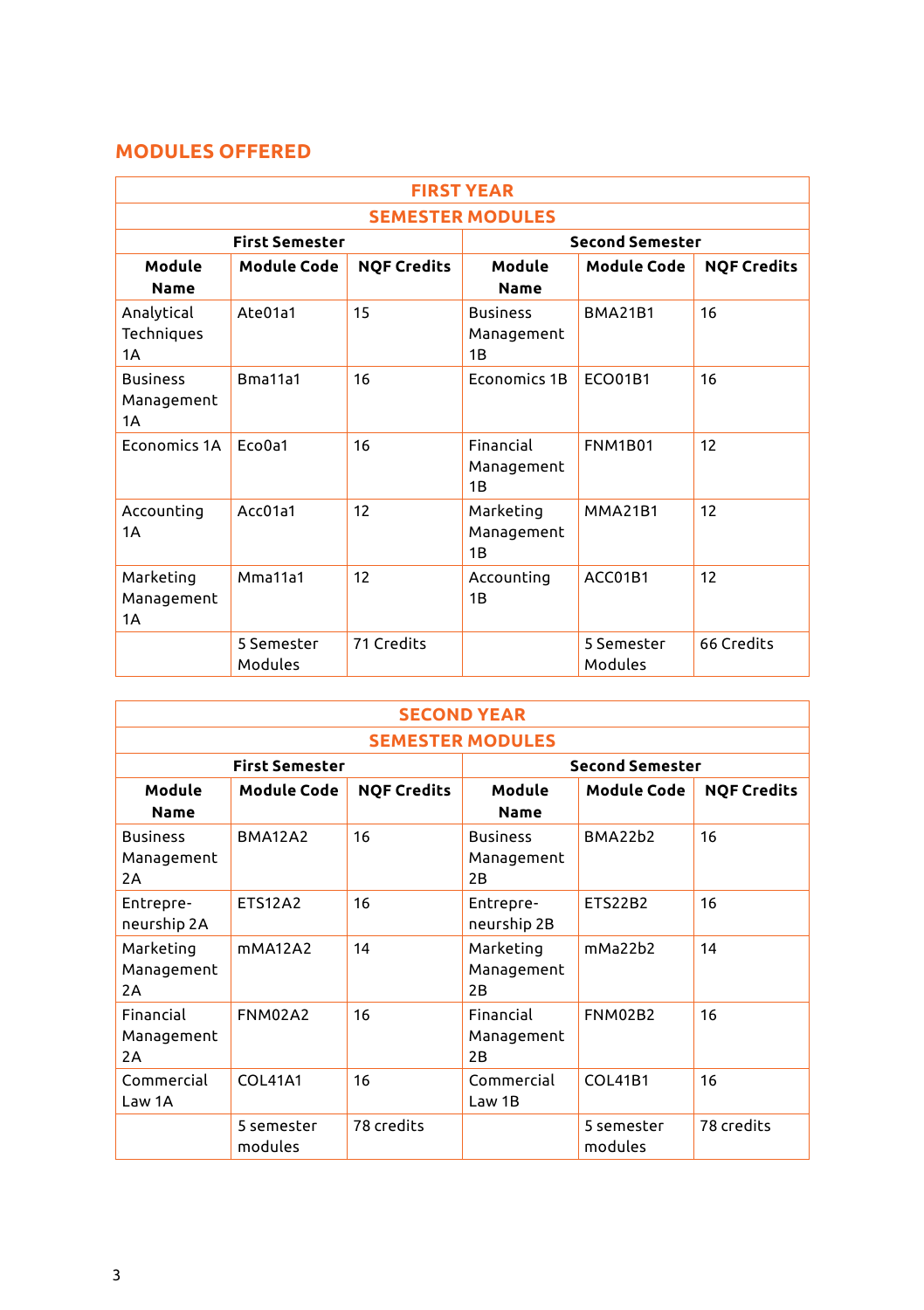## MODULES OFFERED

| FIRST YEAR | | | | | |
|---|---|---|---|---|---|
| **SEMESTER MODULES** | | | | | |
| **First Semester** | | | **Second Semester** | | |
| **Module Name** | **Module Code** | **NQF Credits** | **Module Name** | **Module Code** | **NQF Credits** |
| Analytical Techniques 1A | Ate01a1 | 15 | Business Management 1B | BMA21B1 | 16 |
| Business Management 1A | Bma11a1 | 16 | Economics 1B | ECO01B1 | 16 |
| Economics 1A | Eco0a1 | 16 | Financial Management 1B | FNM1B01 | 12 |
| Accounting 1A | Acc01a1 | 12 | Marketing Management 1B | MMA21B1 | 12 |
| Marketing Management 1A | Mma11a1 | 12 | Accounting 1B | ACC01B1 | 12 |
| | 5 Semester Modules | 71 Credits | | 5 Semester Modules | 66 Credits |

| SECOND YEAR | | | | | |
|---|---|---|---|---|---|
| **SEMESTER MODULES** | | | | | |
| **First Semester** | | | **Second Semester** | | |
| **Module Name** | **Module Code** | **NQF Credits** | **Module Name** | **Module Code** | **NQF Credits** |
| Business Management 2A | BMA12A2 | 16 | Business Management 2B | BMA22b2 | 16 |
| Entrepre-neurship 2A | ETS12A2 | 16 | Entrepre-neurship 2B | ETS22B2 | 16 |
| Marketing Management 2A | mMA12A2 | 14 | Marketing Management 2B | mMa22b2 | 14 |
| Financial Management 2A | FNM02A2 | 16 | Financial Management 2B | FNM02B2 | 16 |
| Commercial Law 1A | COL41A1 | 16 | Commercial Law 1B | COL41B1 | 16 |
| | 5 semester modules | 78 credits | | 5 semester modules | 78 credits |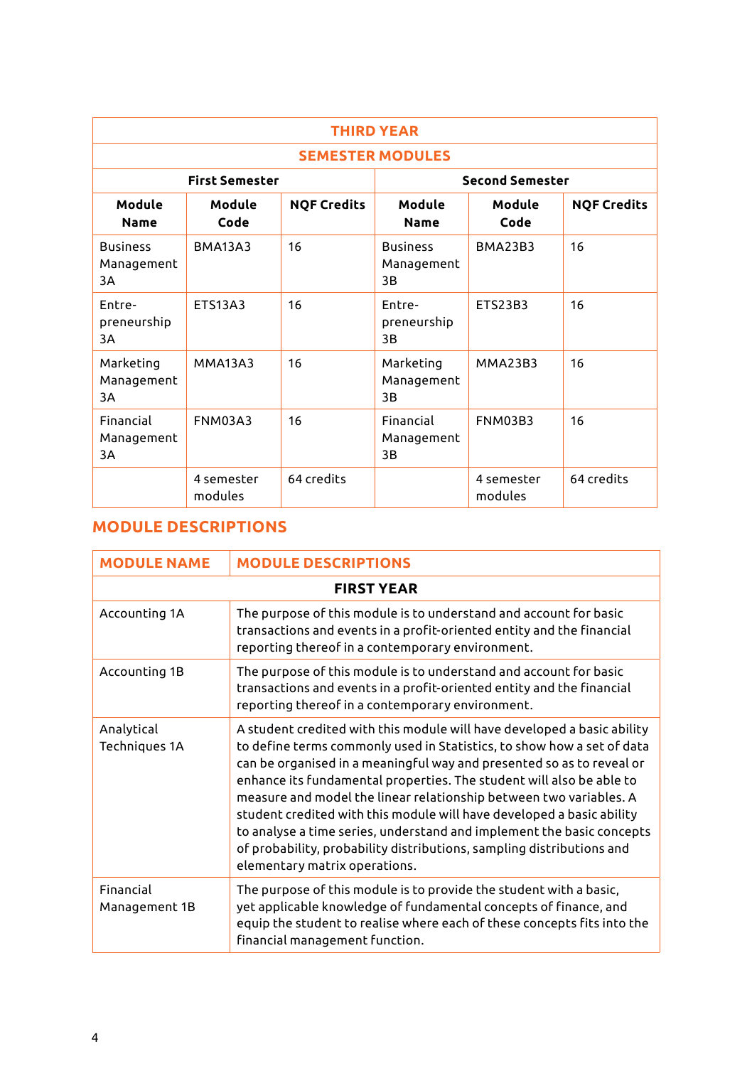| THIRD YEAR | | | | | |
|---|---|---|---|---|---|
| **SEMESTER MODULES** | | | | | |
| **First Semester** | | | **Second Semester** | | |
| **Module Name** | **Module Code** | **NQF Credits** | **Module Name** | **Module Code** | **NQF Credits** |
| Business Management 3A | BMA13A3 | 16 | Business Management 3B | BMA23B3 | 16 |
| Entre-preneurship 3A | ETS13A3 | 16 | Entre-preneurship 3B | ETS23B3 | 16 |
| Marketing Management 3A | MMA13A3 | 16 | Marketing Management 3B | MMA23B3 | 16 |
| Financial Management 3A | FNM03A3 | 16 | Financial Management 3B | FNM03B3 | 16 |
| | 4 semester modules | 64 credits | | 4 semester modules | 64 credits |

## MODULE DESCRIPTIONS

| MODULE NAME | MODULE DESCRIPTIONS |
|---|---|
| **FIRST YEAR** | |
| Accounting 1A | The purpose of this module is to understand and account for basic transactions and events in a profit-oriented entity and the financial reporting thereof in a contemporary environment. |
| Accounting 1B | The purpose of this module is to understand and account for basic transactions and events in a profit-oriented entity and the financial reporting thereof in a contemporary environment. |
| Analytical Techniques 1A | A student credited with this module will have developed a basic ability to define terms commonly used in Statistics, to show how a set of data can be organised in a meaningful way and presented so as to reveal or enhance its fundamental properties. The student will also be able to measure and model the linear relationship between two variables. A student credited with this module will have developed a basic ability to analyse a time series, understand and implement the basic concepts of probability, probability distributions, sampling distributions and elementary matrix operations. |
| Financial Management 1B | The purpose of this module is to provide the student with a basic, yet applicable knowledge of fundamental concepts of finance, and equip the student to realise where each of these concepts fits into the financial management function. |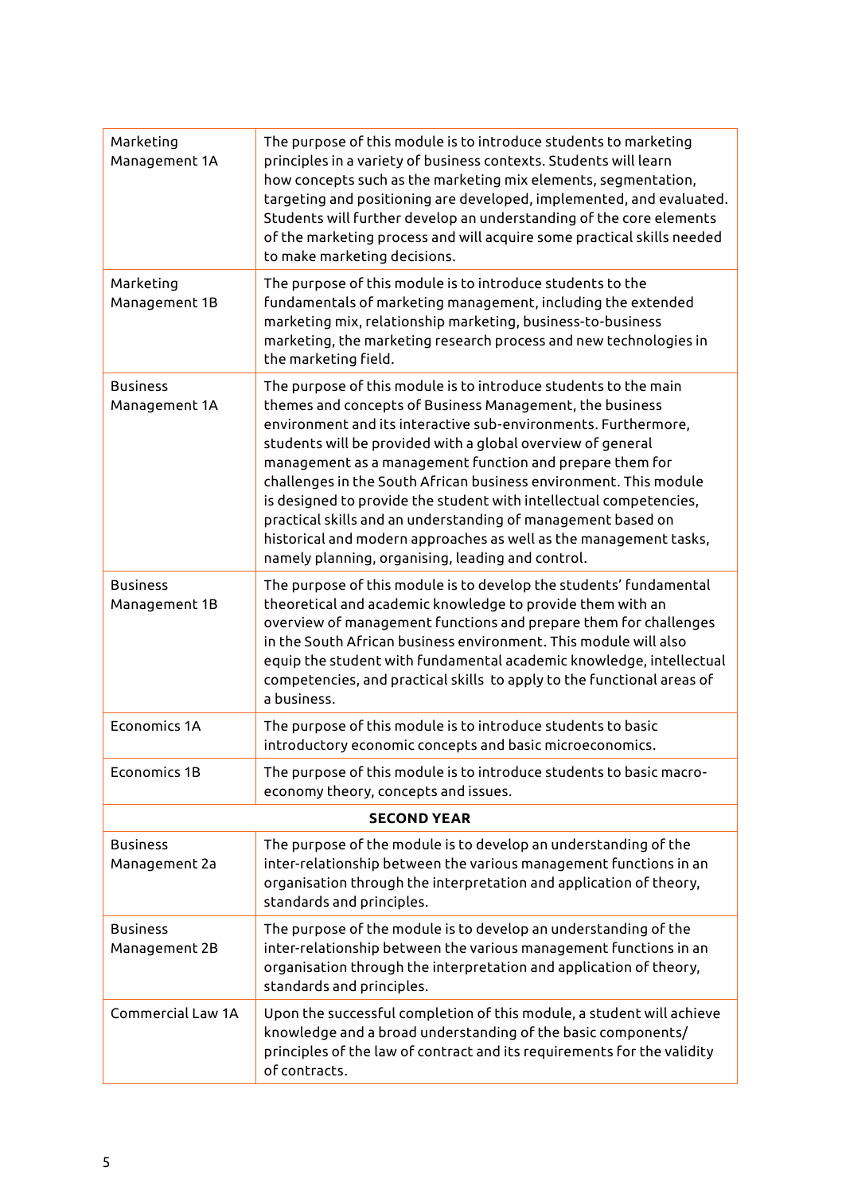| | |
|---|---|
| Marketing Management 1A | The purpose of this module is to introduce students to marketing principles in a variety of business contexts. Students will learn how concepts such as the marketing mix elements, segmentation, targeting and positioning are developed, implemented, and evaluated. Students will further develop an understanding of the core elements of the marketing process and will acquire some practical skills needed to make marketing decisions. |
| Marketing Management 1B | The purpose of this module is to introduce students to the fundamentals of marketing management, including the extended marketing mix, relationship marketing, business-to-business marketing, the marketing research process and new technologies in the marketing field. |
| Business Management 1A | The purpose of this module is to introduce students to the main themes and concepts of Business Management, the business environment and its interactive sub-environments. Furthermore, students will be provided with a global overview of general management as a management function and prepare them for challenges in the South African business environment. This module is designed to provide the student with intellectual competencies, practical skills and an understanding of management based on historical and modern approaches as well as the management tasks, namely planning, organising, leading and control. |
| Business Management 1B | The purpose of this module is to develop the students' fundamental theoretical and academic knowledge to provide them with an overview of management functions and prepare them for challenges in the South African business environment. This module will also equip the student with fundamental academic knowledge, intellectual competencies, and practical skills to apply to the functional areas of a business. |
| Economics 1A | The purpose of this module is to introduce students to basic introductory economic concepts and basic microeconomics. |
| Economics 1B | The purpose of this module is to introduce students to basic macro-economy theory, concepts and issues. |
| **SECOND YEAR** | |
| Business Management 2a | The purpose of the module is to develop an understanding of the inter-relationship between the various management functions in an organisation through the interpretation and application of theory, standards and principles. |
| Business Management 2B | The purpose of the module is to develop an understanding of the inter-relationship between the various management functions in an organisation through the interpretation and application of theory, standards and principles. |
| Commercial Law 1A | Upon the successful completion of this module, a student will achieve knowledge and a broad understanding of the basic components/ principles of the law of contract and its requirements for the validity of contracts. |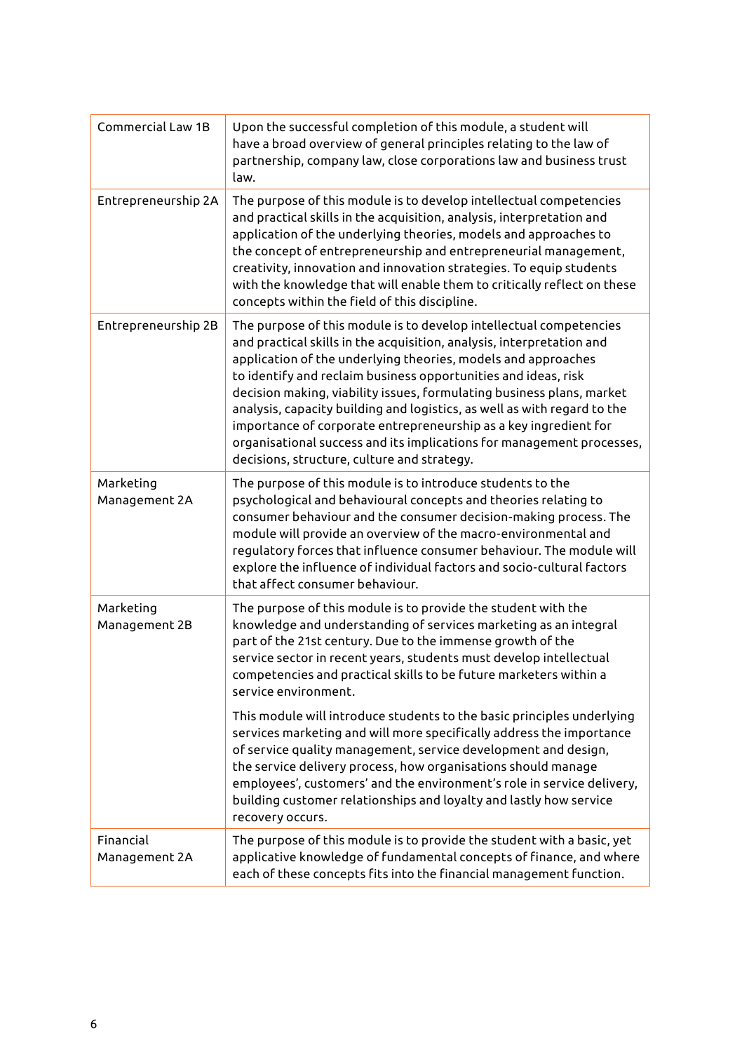| | |
|---|---|
| Commercial Law 1B | Upon the successful completion of this module, a student will have a broad overview of general principles relating to the law of partnership, company law, close corporations law and business trust law. |
| Entrepreneurship 2A | The purpose of this module is to develop intellectual competencies and practical skills in the acquisition, analysis, interpretation and application of the underlying theories, models and approaches to the concept of entrepreneurship and entrepreneurial management, creativity, innovation and innovation strategies. To equip students with the knowledge that will enable them to critically reflect on these concepts within the field of this discipline. |
| Entrepreneurship 2B | The purpose of this module is to develop intellectual competencies and practical skills in the acquisition, analysis, interpretation and application of the underlying theories, models and approaches to identify and reclaim business opportunities and ideas, risk decision making, viability issues, formulating business plans, market analysis, capacity building and logistics, as well as with regard to the importance of corporate entrepreneurship as a key ingredient for organisational success and its implications for management processes, decisions, structure, culture and strategy. |
| Marketing Management 2A | The purpose of this module is to introduce students to the psychological and behavioural concepts and theories relating to consumer behaviour and the consumer decision-making process. The module will provide an overview of the macro-environmental and regulatory forces that influence consumer behaviour. The module will explore the influence of individual factors and socio-cultural factors that affect consumer behaviour. |
| Marketing Management 2B | The purpose of this module is to provide the student with the knowledge and understanding of services marketing as an integral part of the 21st century. Due to the immense growth of the service sector in recent years, students must develop intellectual competencies and practical skills to be future marketers within a service environment.<br><br>This module will introduce students to the basic principles underlying services marketing and will more specifically address the importance of service quality management, service development and design, the service delivery process, how organisations should manage employees', customers' and the environment's role in service delivery, building customer relationships and loyalty and lastly how service recovery occurs. |
| Financial Management 2A | The purpose of this module is to provide the student with a basic, yet applicative knowledge of fundamental concepts of finance, and where each of these concepts fits into the financial management function. |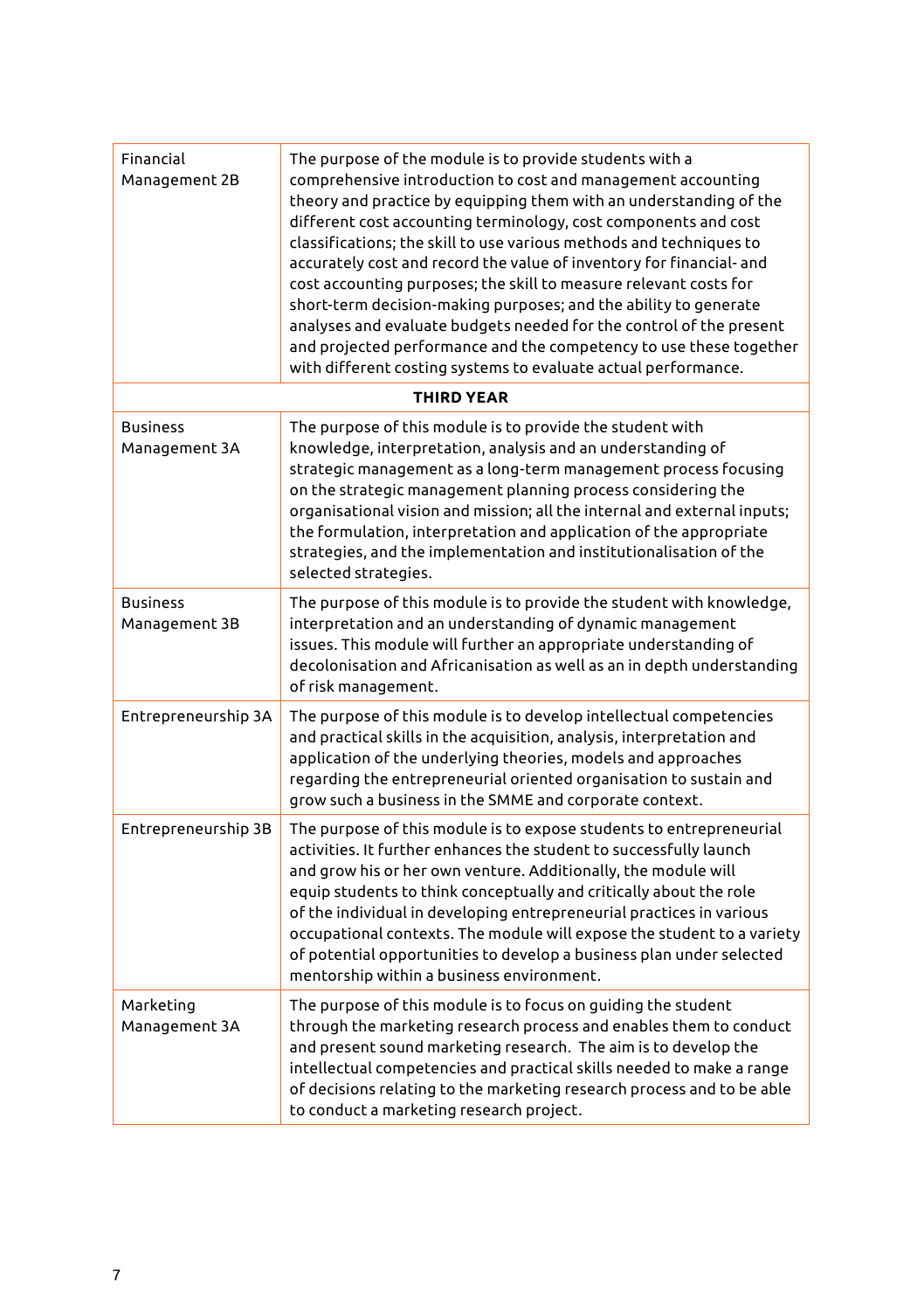| | |
|---|---|
| Financial Management 2B | The purpose of the module is to provide students with a comprehensive introduction to cost and management accounting theory and practice by equipping them with an understanding of the different cost accounting terminology, cost components and cost classifications; the skill to use various methods and techniques to accurately cost and record the value of inventory for financial- and cost accounting purposes; the skill to measure relevant costs for short-term decision-making purposes; and the ability to generate analyses and evaluate budgets needed for the control of the present and projected performance and the competency to use these together with different costing systems to evaluate actual performance. |
| **THIRD YEAR** | |
| Business Management 3A | The purpose of this module is to provide the student with knowledge, interpretation, analysis and an understanding of strategic management as a long-term management process focusing on the strategic management planning process considering the organisational vision and mission; all the internal and external inputs; the formulation, interpretation and application of the appropriate strategies, and the implementation and institutionalisation of the selected strategies. |
| Business Management 3B | The purpose of this module is to provide the student with knowledge, interpretation and an understanding of dynamic management issues. This module will further an appropriate understanding of decolonisation and Africanisation as well as an in depth understanding of risk management. |
| Entrepreneurship 3A | The purpose of this module is to develop intellectual competencies and practical skills in the acquisition, analysis, interpretation and application of the underlying theories, models and approaches regarding the entrepreneurial oriented organisation to sustain and grow such a business in the SMME and corporate context. |
| Entrepreneurship 3B | The purpose of this module is to expose students to entrepreneurial activities. It further enhances the student to successfully launch and grow his or her own venture. Additionally, the module will equip students to think conceptually and critically about the role of the individual in developing entrepreneurial practices in various occupational contexts. The module will expose the student to a variety of potential opportunities to develop a business plan under selected mentorship within a business environment. |
| Marketing Management 3A | The purpose of this module is to focus on guiding the student through the marketing research process and enables them to conduct and present sound marketing research. The aim is to develop the intellectual competencies and practical skills needed to make a range of decisions relating to the marketing research process and to be able to conduct a marketing research project. |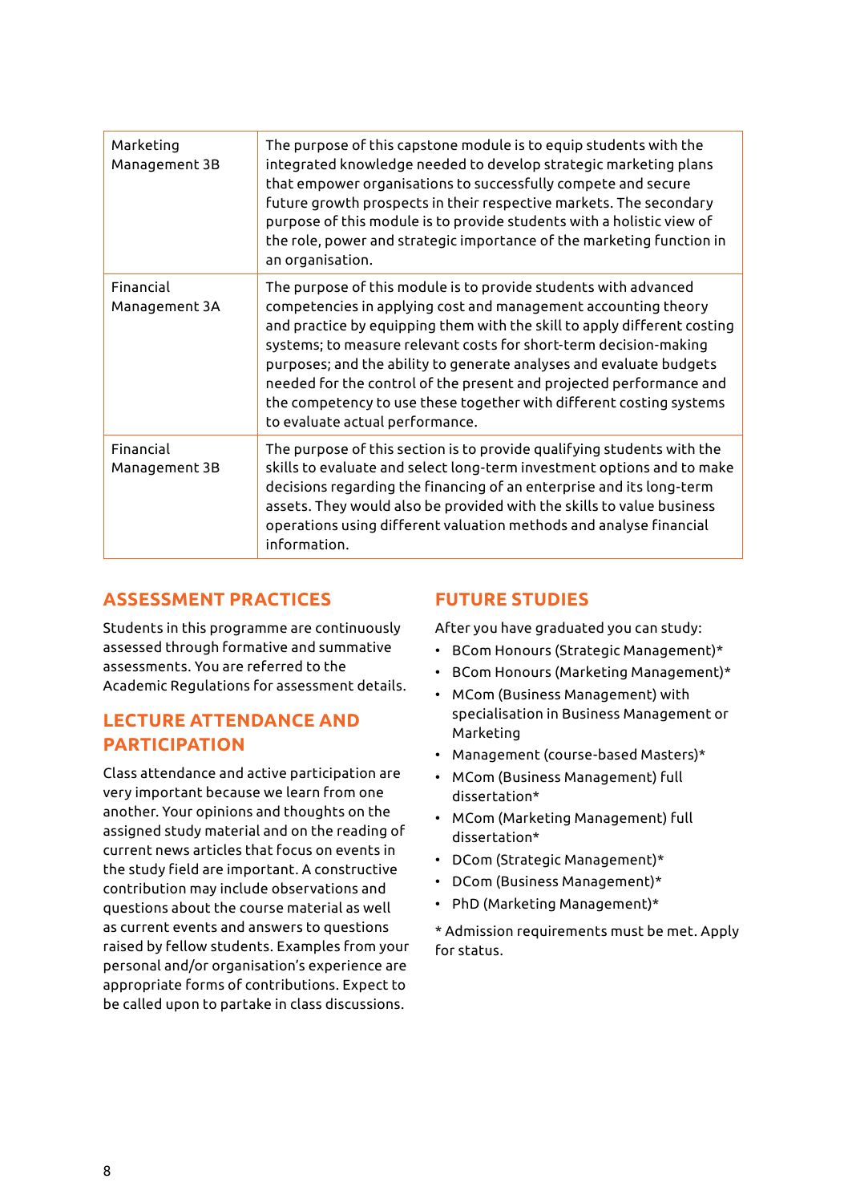| | |
|---|---|
| Marketing Management 3B | The purpose of this capstone module is to equip students with the integrated knowledge needed to develop strategic marketing plans that empower organisations to successfully compete and secure future growth prospects in their respective markets. The secondary purpose of this module is to provide students with a holistic view of the role, power and strategic importance of the marketing function in an organisation. |
| Financial Management 3A | The purpose of this module is to provide students with advanced competencies in applying cost and management accounting theory and practice by equipping them with the skill to apply different costing systems; to measure relevant costs for short-term decision-making purposes; and the ability to generate analyses and evaluate budgets needed for the control of the present and projected performance and the competency to use these together with different costing systems to evaluate actual performance. |
| Financial Management 3B | The purpose of this section is to provide qualifying students with the skills to evaluate and select long-term investment options and to make decisions regarding the financing of an enterprise and its long-term assets. They would also be provided with the skills to value business operations using different valuation methods and analyse financial information. |

## ASSESSMENT PRACTICES

Students in this programme are continuously assessed through formative and summative assessments. You are referred to the Academic Regulations for assessment details.

## LECTURE ATTENDANCE AND PARTICIPATION

Class attendance and active participation are very important because we learn from one another. Your opinions and thoughts on the assigned study material and on the reading of current news articles that focus on events in the study field are important. A constructive contribution may include observations and questions about the course material as well as current events and answers to questions raised by fellow students. Examples from your personal and/or organisation's experience are appropriate forms of contributions. Expect to be called upon to partake in class discussions.

## FUTURE STUDIES

After you have graduated you can study:

- BCom Honours (Strategic Management)*
- BCom Honours (Marketing Management)*
- MCom (Business Management) with specialisation in Business Management or Marketing
- Management (course-based Masters)*
- MCom (Business Management) full dissertation*
- MCom (Marketing Management) full dissertation*
- DCom (Strategic Management)*
- DCom (Business Management)*
- PhD (Marketing Management)*

* Admission requirements must be met. Apply for status.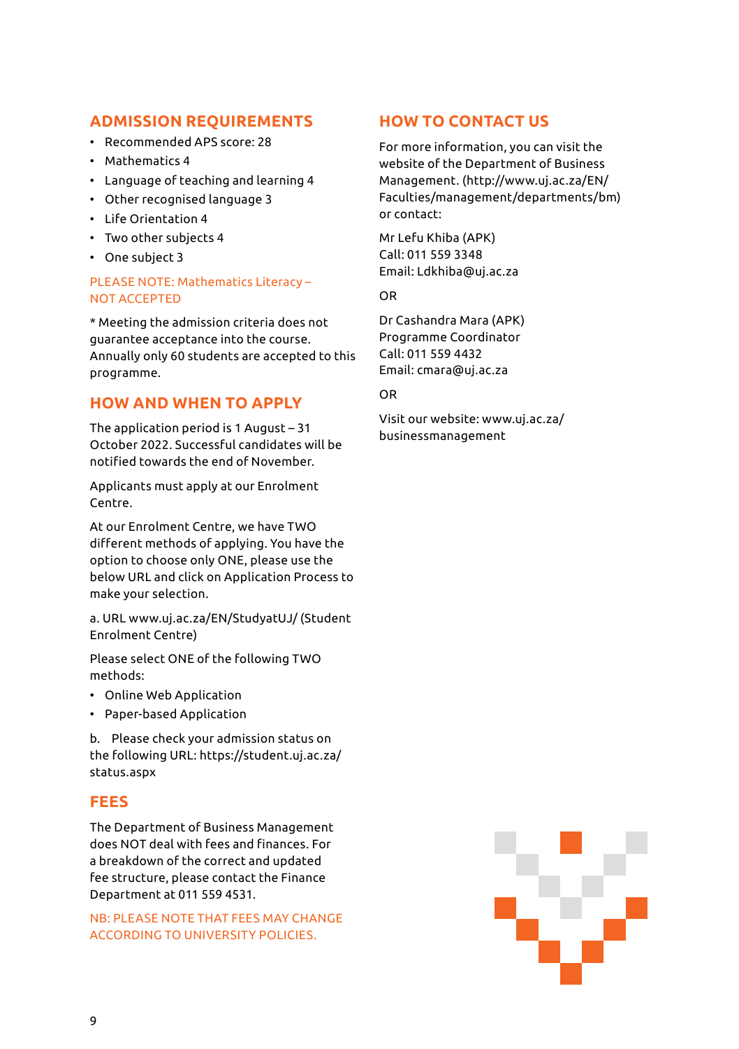## ADMISSION REQUIREMENTS

- Recommended APS score: 28
- Mathematics 4
- Language of teaching and learning 4
- Other recognised language 3
- Life Orientation 4
- Two other subjects 4
- One subject 3

PLEASE NOTE: Mathematics Literacy – NOT ACCEPTED

* Meeting the admission criteria does not guarantee acceptance into the course. Annually only 60 students are accepted to this programme.

## HOW AND WHEN TO APPLY

The application period is 1 August – 31 October 2022. Successful candidates will be notified towards the end of November.

Applicants must apply at our Enrolment Centre.

At our Enrolment Centre, we have TWO different methods of applying. You have the option to choose only ONE, please use the below URL and click on Application Process to make your selection.

a. URL www.uj.ac.za/EN/StudyatUJ/ (Student Enrolment Centre)

Please select ONE of the following TWO methods:

- Online Web Application
- Paper-based Application

b. Please check your admission status on the following URL: https://student.uj.ac.za/status.aspx

## FEES

The Department of Business Management does NOT deal with fees and finances. For a breakdown of the correct and updated fee structure, please contact the Finance Department at 011 559 4531.

NB: PLEASE NOTE THAT FEES MAY CHANGE ACCORDING TO UNIVERSITY POLICIES.

## HOW TO CONTACT US

For more information, you can visit the website of the Department of Business Management. (http://www.uj.ac.za/EN/Faculties/management/departments/bm) or contact:

Mr Lefu Khiba (APK)
Call: 011 559 3348
Email: Ldkhiba@uj.ac.za

OR

Dr Cashandra Mara (APK)
Programme Coordinator
Call: 011 559 4432
Email: cmara@uj.ac.za

OR

Visit our website: www.uj.ac.za/businessmanagement